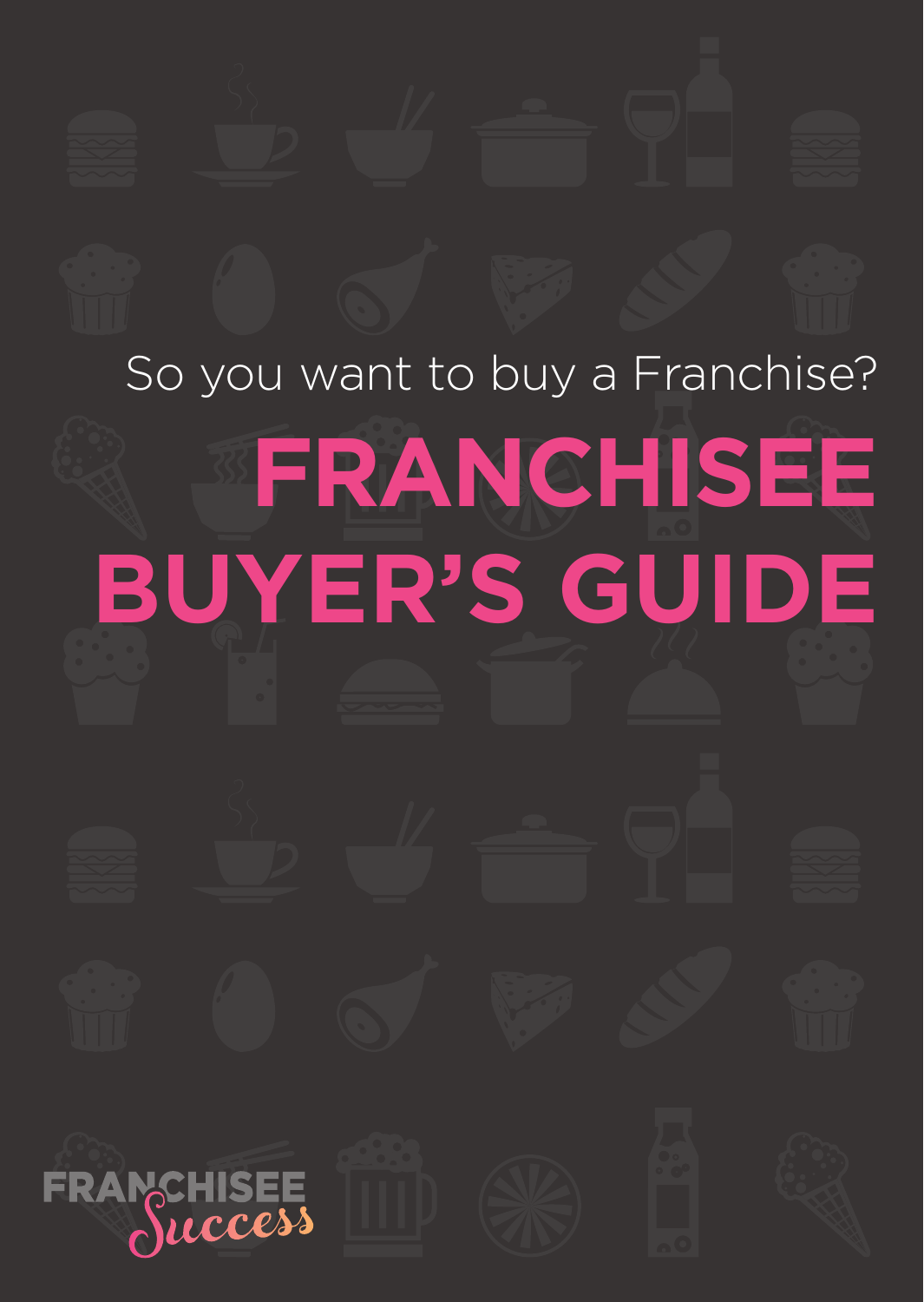So you want to buy a Franchise?

# FRANCHISEE BUYER'S GUIDE

FRANCHISEE Success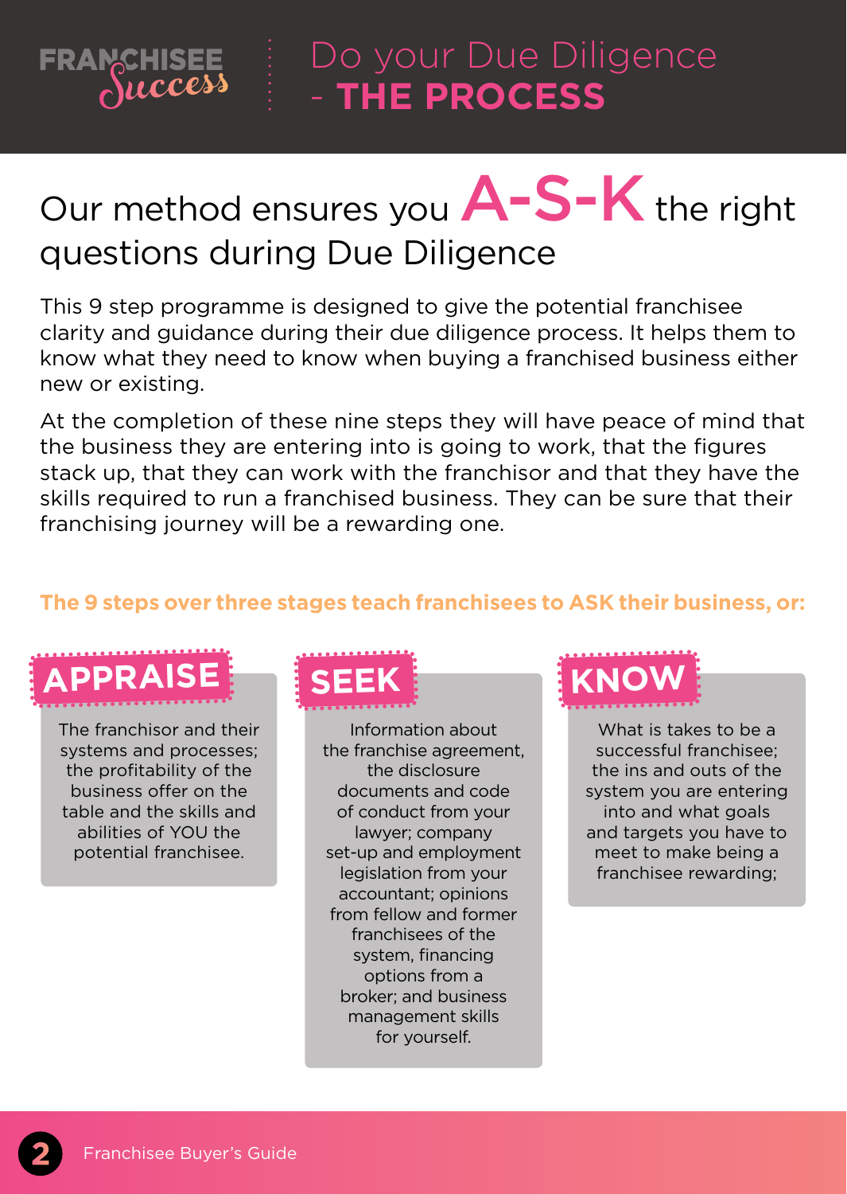# Do your Due Diligence - THE PROCESS

## Our method ensures you A-S-K the right questions during Due Diligence

This 9 step programme is designed to give the potential franchisee clarity and guidance during their due diligence process. It helps them to know what they need to know when buying a franchised business either new or existing.

At the completion of these nine steps they will have peace of mind that the business they are entering into is going to work, that the figures stack up, that they can work with the franchisor and that they have the skills required to run a franchised business. They can be sure that their franchising journey will be a rewarding one.

**The 9 steps over three stages teach franchisees to ASK their business, or:**

### APPRAISE

The franchisor and their systems and processes; the profitability of the business offer on the table and the skills and abilities of YOU the potential franchisee.

### SEEK

Information about the franchise agreement, the disclosure documents and code of conduct from your lawyer; company set-up and employment legislation from your accountant; opinions from fellow and former franchisees of the system, financing options from a broker; and business management skills for yourself.

### KNOW

What is takes to be a successful franchisee; the ins and outs of the system you are entering into and what goals and targets you have to meet to make being a franchisee rewarding;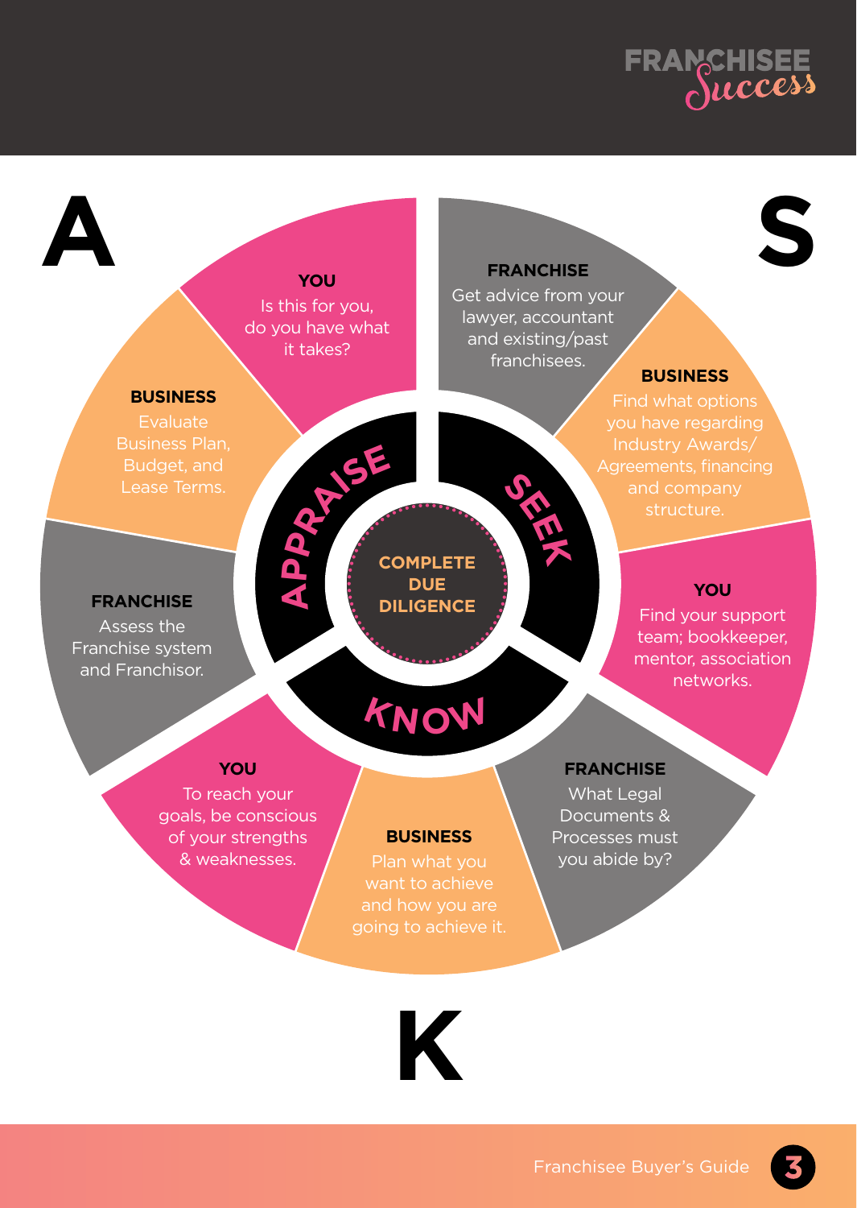# A S K

## COMPLETE DUE DILIGENCE

### APPRAISE

**YOU**
Is this for you, do you have what it takes?

**BUSINESS**
Evaluate Business Plan, Budget, and Lease Terms.

**FRANCHISE**
Assess the Franchise system and Franchisor.

### SEEK

**FRANCHISE**
Get advice from your lawyer, accountant and existing/past franchisees.

**BUSINESS**
Find what options you have regarding Industry Awards/ Agreements, financing and company structure.

**YOU**
Find your support team; bookkeeper, mentor, association networks.

### KNOW

**FRANCHISE**
What Legal Documents & Processes must you abide by?

**BUSINESS**
Plan what you want to achieve and how you are going to achieve it.

**YOU**
To reach your goals, be conscious of your strengths & weaknesses.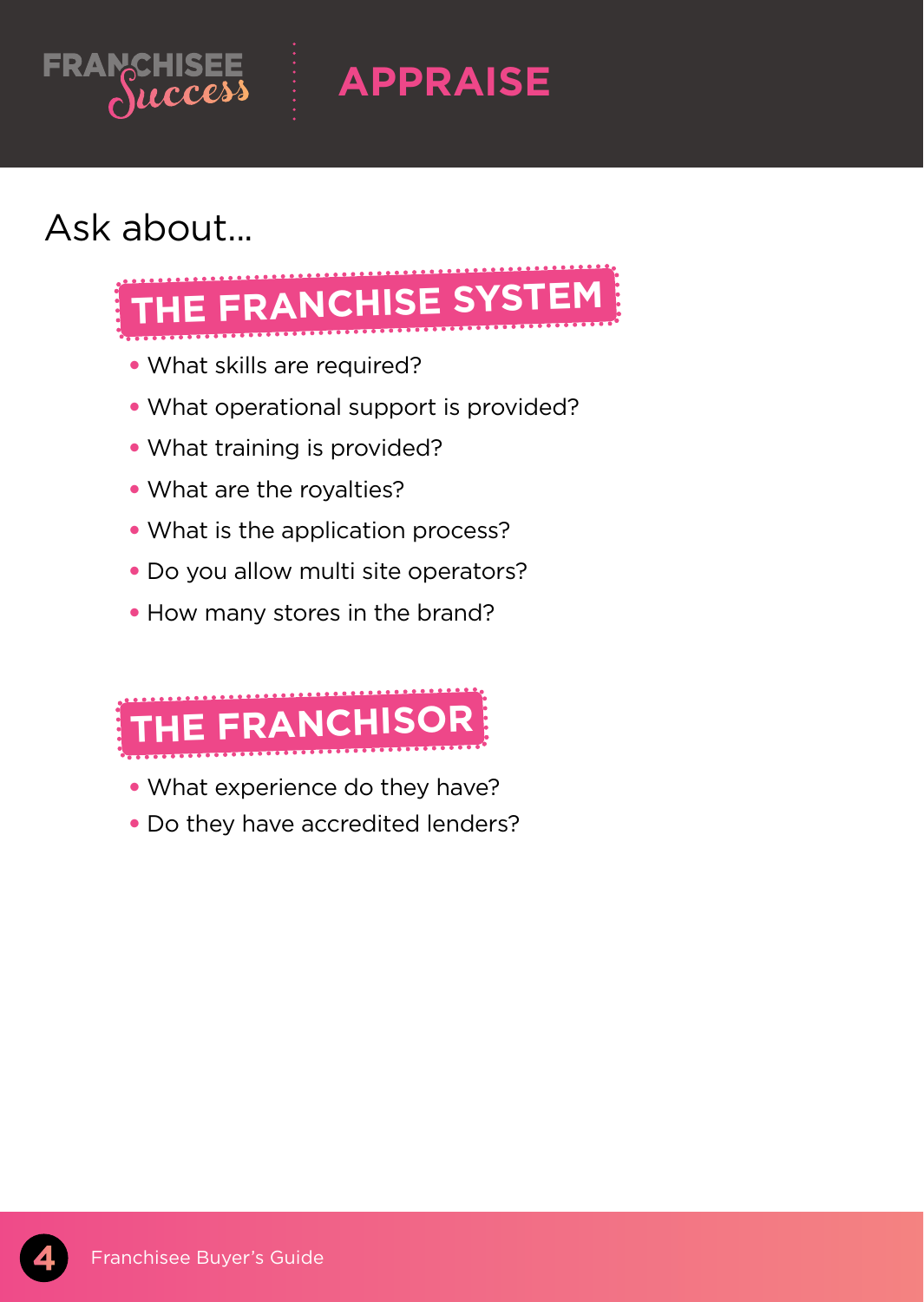# APPRAISE

Ask about...

## THE FRANCHISE SYSTEM

- What skills are required?
- What operational support is provided?
- What training is provided?
- What are the royalties?
- What is the application process?
- Do you allow multi site operators?
- How many stores in the brand?

## THE FRANCHISOR

- What experience do they have?
- Do they have accredited lenders?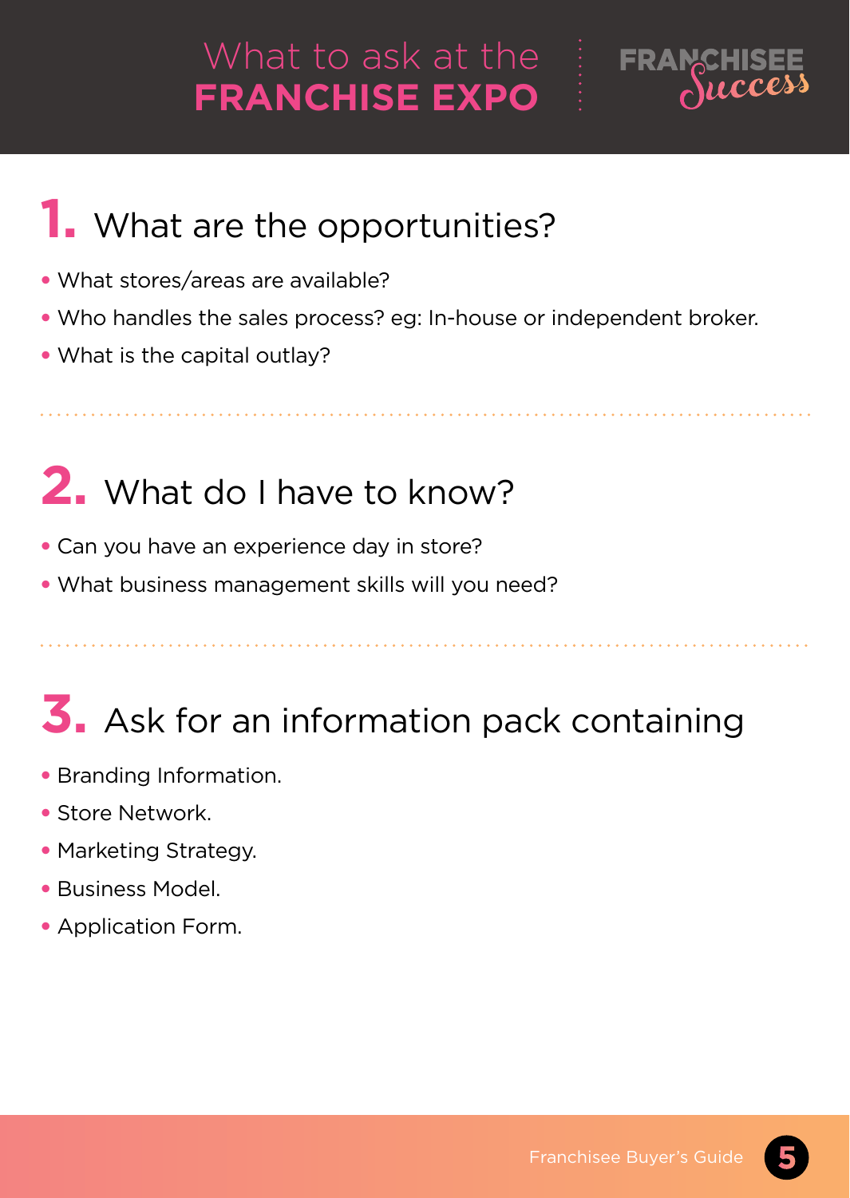# What to ask at the FRANCHISE EXPO

## 1. What are the opportunities?

- What stores/areas are available?
- Who handles the sales process? eg: In-house or independent broker.
- What is the capital outlay?

## 2. What do I have to know?

- Can you have an experience day in store?
- What business management skills will you need?

## 3. Ask for an information pack containing

- Branding Information.
- Store Network.
- Marketing Strategy.
- Business Model.
- Application Form.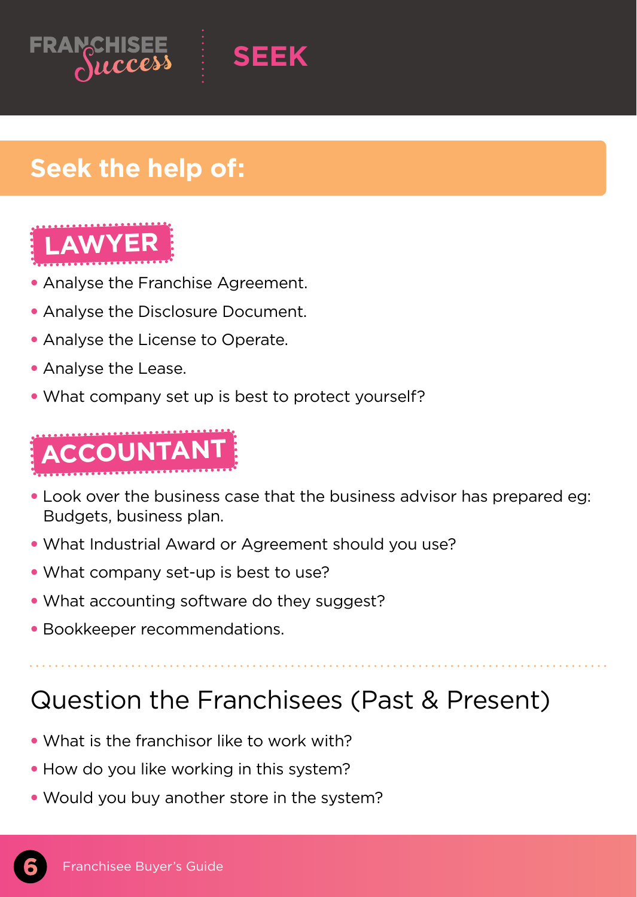# SEEK

## Seek the help of:

### LAWYER

- Analyse the Franchise Agreement.
- Analyse the Disclosure Document.
- Analyse the License to Operate.
- Analyse the Lease.
- What company set up is best to protect yourself?

### ACCOUNTANT

- Look over the business case that the business advisor has prepared eg: Budgets, business plan.
- What Industrial Award or Agreement should you use?
- What company set-up is best to use?
- What accounting software do they suggest?
- Bookkeeper recommendations.

## Question the Franchisees (Past & Present)

- What is the franchisor like to work with?
- How do you like working in this system?
- Would you buy another store in the system?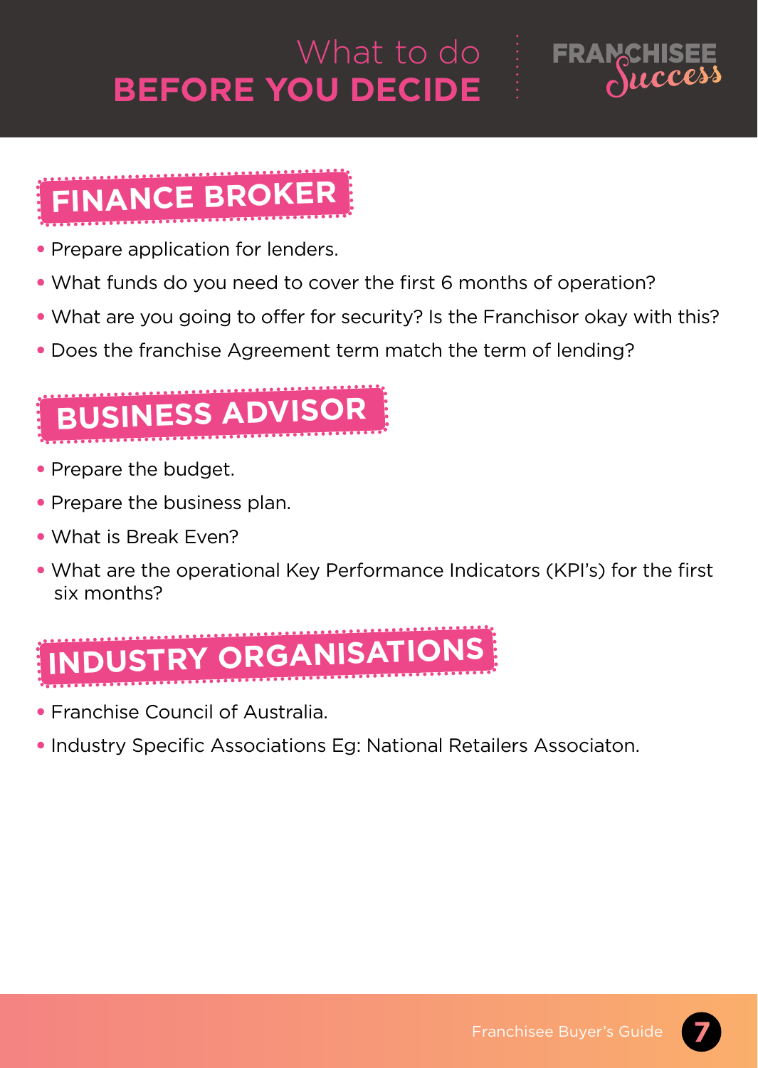# What to do BEFORE YOU DECIDE

## FINANCE BROKER

- Prepare application for lenders.
- What funds do you need to cover the first 6 months of operation?
- What are you going to offer for security? Is the Franchisor okay with this?
- Does the franchise Agreement term match the term of lending?

## BUSINESS ADVISOR

- Prepare the budget.
- Prepare the business plan.
- What is Break Even?
- What are the operational Key Performance Indicators (KPI's) for the first six months?

## INDUSTRY ORGANISATIONS

- Franchise Council of Australia.
- Industry Specific Associations Eg: National Retailers Associaton.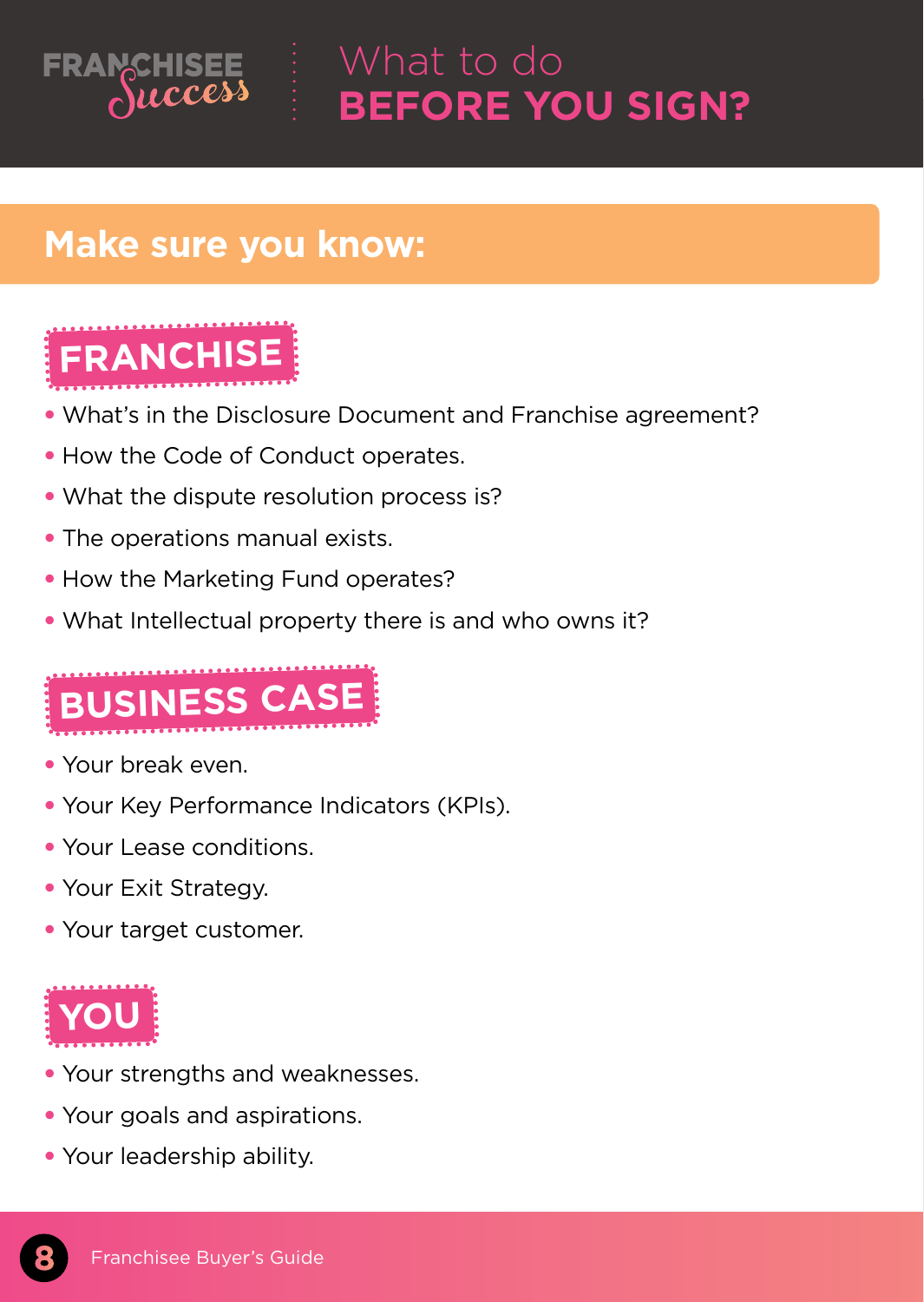# What to do BEFORE YOU SIGN?

## Make sure you know:

### FRANCHISE

- What's in the Disclosure Document and Franchise agreement?
- How the Code of Conduct operates.
- What the dispute resolution process is?
- The operations manual exists.
- How the Marketing Fund operates?
- What Intellectual property there is and who owns it?

### BUSINESS CASE

- Your break even.
- Your Key Performance Indicators (KPIs).
- Your Lease conditions.
- Your Exit Strategy.
- Your target customer.

### YOU

- Your strengths and weaknesses.
- Your goals and aspirations.
- Your leadership ability.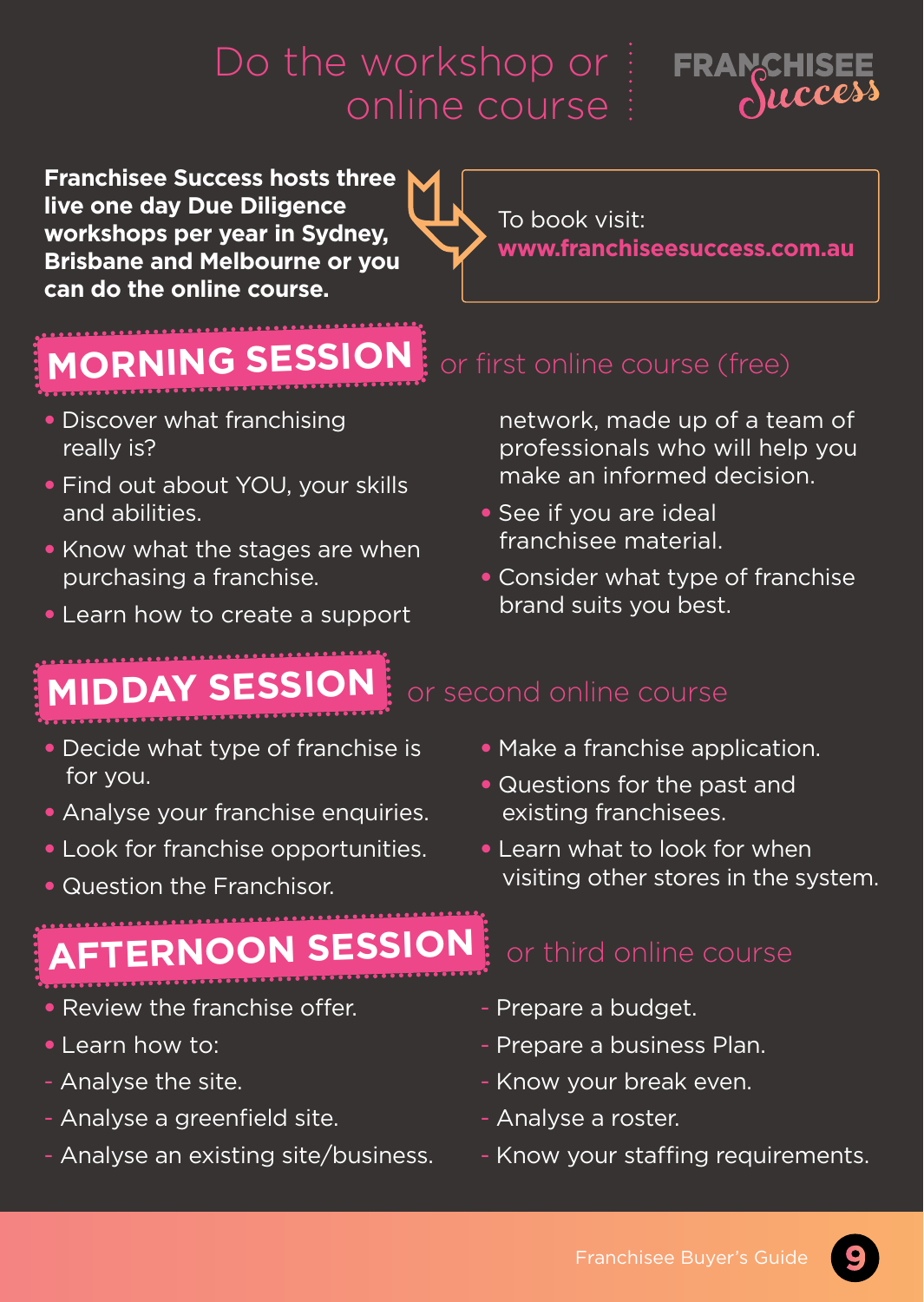# Do the workshop or online course

**Franchisee Success hosts three live one day Due Diligence workshops per year in Sydney, Brisbane and Melbourne or you can do the online course.**

To book visit: **www.franchiseesuccess.com.au**

## MORNING SESSION or first online course (free)

- Discover what franchising really is?
- Find out about YOU, your skills and abilities.
- Know what the stages are when purchasing a franchise.
- Learn how to create a support network, made up of a team of professionals who will help you make an informed decision.
- See if you are ideal franchisee material.
- Consider what type of franchise brand suits you best.

## MIDDAY SESSION or second online course

- Decide what type of franchise is for you.
- Analyse your franchise enquiries.
- Look for franchise opportunities.
- Question the Franchisor.
- Make a franchise application.
- Questions for the past and existing franchisees.
- Learn what to look for when visiting other stores in the system.

## AFTERNOON SESSION or third online course

- Review the franchise offer.
- Learn how to:
  - Analyse the site.
  - Analyse a greenfield site.
  - Analyse an existing site/business.
  - Prepare a budget.
  - Prepare a business Plan.
  - Know your break even.
  - Analyse a roster.
  - Know your staffing requirements.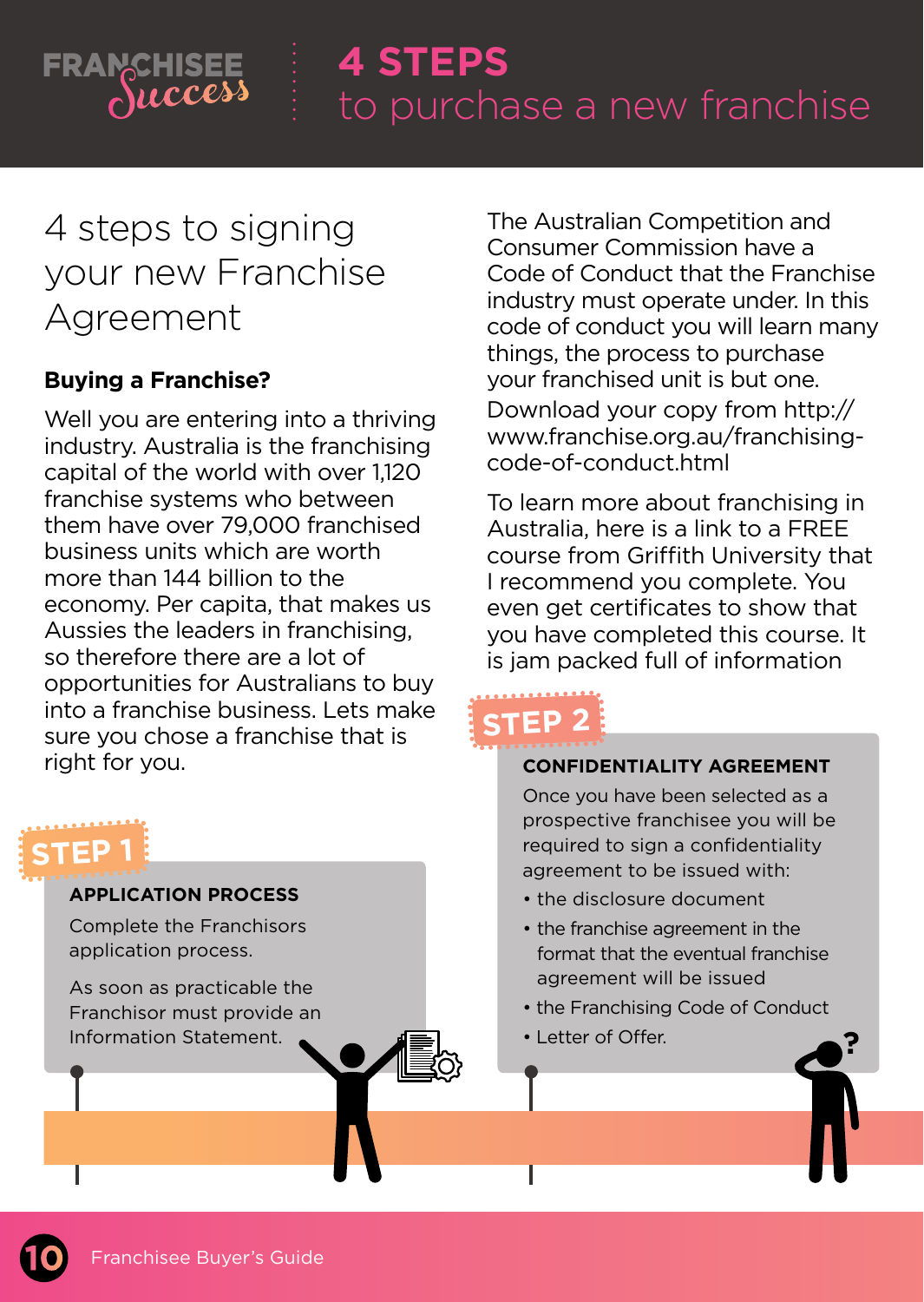# 4 STEPS to purchase a new franchise

## 4 steps to signing your new Franchise Agreement

**Buying a Franchise?**

Well you are entering into a thriving industry. Australia is the franchising capital of the world with over 1,120 franchise systems who between them have over 79,000 franchised business units which are worth more than 144 billion to the economy. Per capita, that makes us Aussies the leaders in franchising, so therefore there are a lot of opportunities for Australians to buy into a franchise business. Lets make sure you chose a franchise that is right for you.

The Australian Competition and Consumer Commission have a Code of Conduct that the Franchise industry must operate under. In this code of conduct you will learn many things, the process to purchase your franchised unit is but one. Download your copy from http://www.franchise.org.au/franchising-code-of-conduct.html

To learn more about franchising in Australia, here is a link to a FREE course from Griffith University that I recommend you complete. You even get certificates to show that you have completed this course. It is jam packed full of information

### STEP 1

**APPLICATION PROCESS**

Complete the Franchisors application process.

As soon as practicable the Franchisor must provide an Information Statement.

### STEP 2

**CONFIDENTIALITY AGREEMENT**

Once you have been selected as a prospective franchisee you will be required to sign a confidentiality agreement to be issued with:

- the disclosure document
- the franchise agreement in the format that the eventual franchise agreement will be issued
- the Franchising Code of Conduct
- Letter of Offer.

Franchisee Buyer's Guide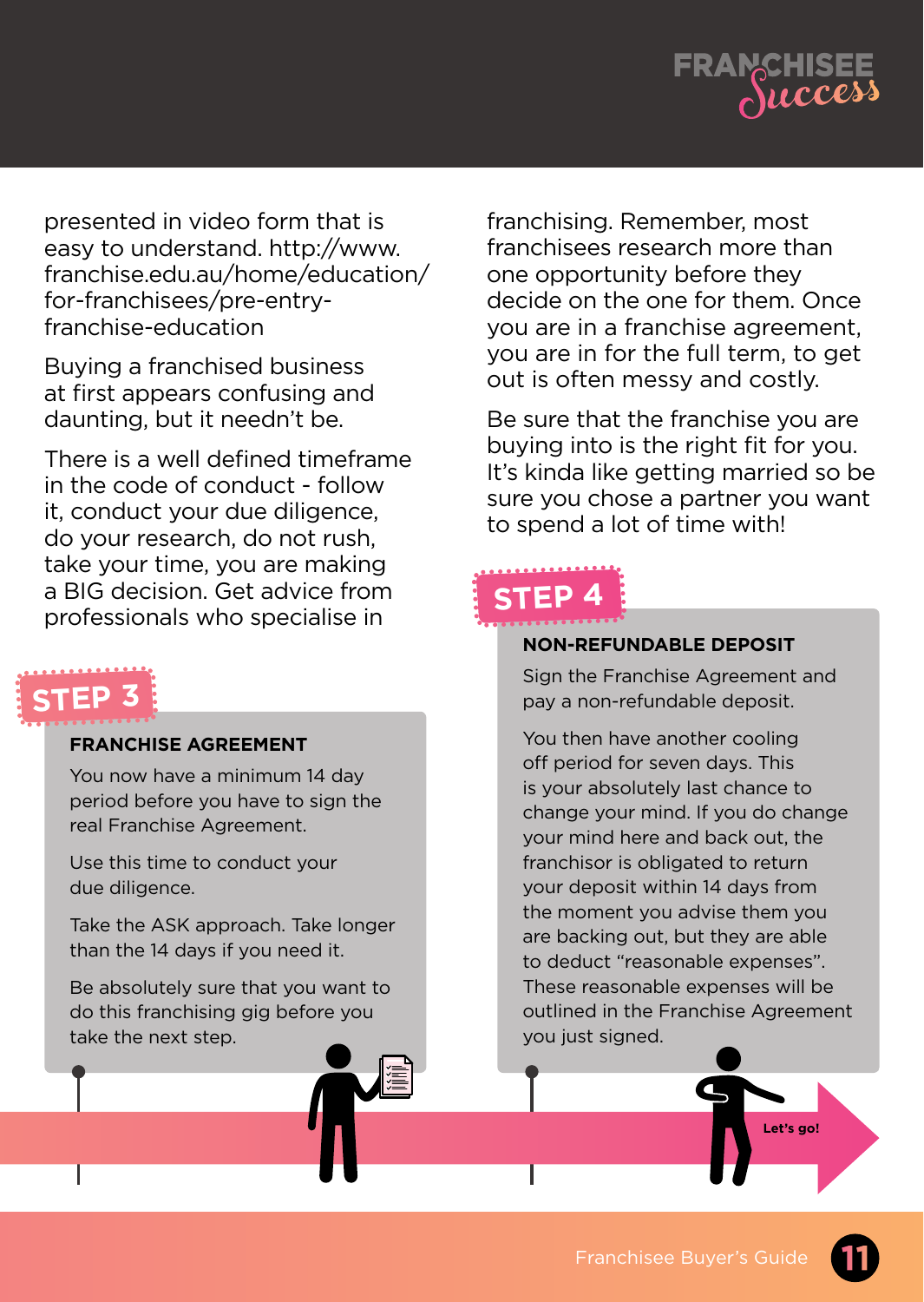presented in video form that is easy to understand. http://www.franchise.edu.au/home/education/for-franchisees/pre-entry-franchise-education

Buying a franchised business at first appears confusing and daunting, but it needn't be.

There is a well defined timeframe in the code of conduct - follow it, conduct your due diligence, do your research, do not rush, take your time, you are making a BIG decision. Get advice from professionals who specialise in franchising. Remember, most franchisees research more than one opportunity before they decide on the one for them. Once you are in a franchise agreement, you are in for the full term, to get out is often messy and costly.

Be sure that the franchise you are buying into is the right fit for you. It's kinda like getting married so be sure you chose a partner you want to spend a lot of time with!

## STEP 3

### FRANCHISE AGREEMENT

You now have a minimum 14 day period before you have to sign the real Franchise Agreement.

Use this time to conduct your due diligence.

Take the ASK approach. Take longer than the 14 days if you need it.

Be absolutely sure that you want to do this franchising gig before you take the next step.

## STEP 4

### NON-REFUNDABLE DEPOSIT

Sign the Franchise Agreement and pay a non-refundable deposit.

You then have another cooling off period for seven days. This is your absolutely last chance to change your mind. If you do change your mind here and back out, the franchisor is obligated to return your deposit within 14 days from the moment you advise them you are backing out, but they are able to deduct "reasonable expenses". These reasonable expenses will be outlined in the Franchise Agreement you just signed.

Let's go!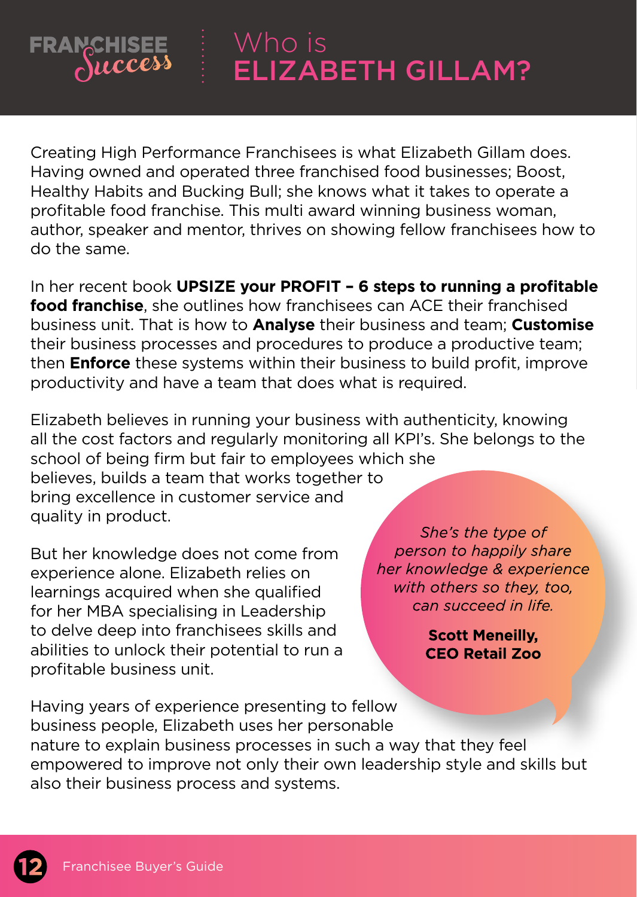FRANCHISEE *Success*

# Who is ELIZABETH GILLAM?

Creating High Performance Franchisees is what Elizabeth Gillam does. Having owned and operated three franchised food businesses; Boost, Healthy Habits and Bucking Bull; she knows what it takes to operate a profitable food franchise. This multi award winning business woman, author, speaker and mentor, thrives on showing fellow franchisees how to do the same.

In her recent book **UPSIZE your PROFIT – 6 steps to running a profitable food franchise**, she outlines how franchisees can ACE their franchised business unit. That is how to **Analyse** their business and team; **Customise** their business processes and procedures to produce a productive team; then **Enforce** these systems within their business to build profit, improve productivity and have a team that does what is required.

Elizabeth believes in running your business with authenticity, knowing all the cost factors and regularly monitoring all KPI's. She belongs to the school of being firm but fair to employees which she believes, builds a team that works together to bring excellence in customer service and quality in product.

But her knowledge does not come from experience alone. Elizabeth relies on learnings acquired when she qualified for her MBA specialising in Leadership to delve deep into franchisees skills and abilities to unlock their potential to run a profitable business unit.

Having years of experience presenting to fellow business people, Elizabeth uses her personable nature to explain business processes in such a way that they feel empowered to improve not only their own leadership style and skills but also their business process and systems.

> *She's the type of person to happily share her knowledge & experience with others so they, too, can succeed in life.*
>
> **Scott Meneilly, CEO Retail Zoo**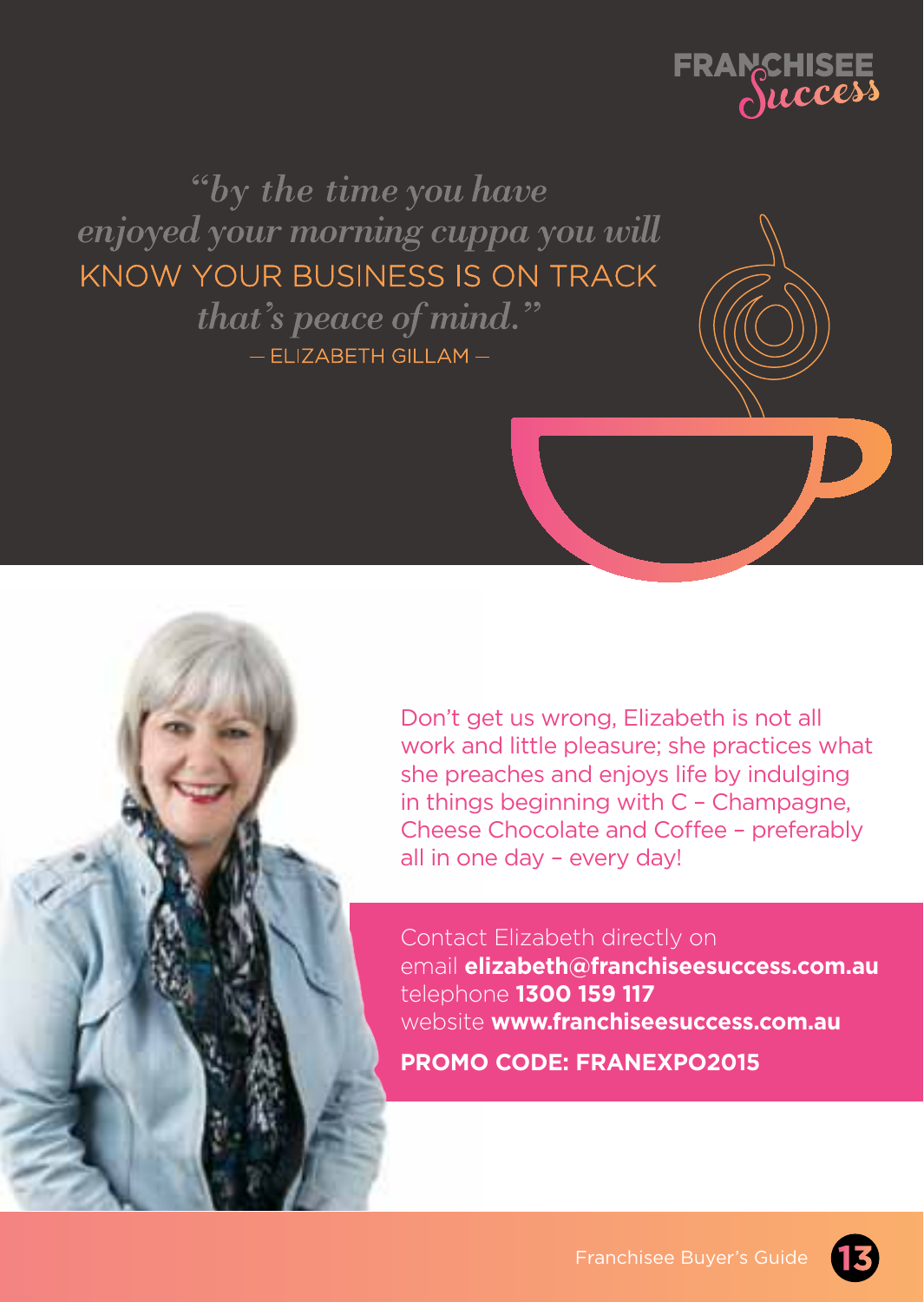FRANCHISEE *Success*

*"by the time you have enjoyed your morning cuppa you will* KNOW YOUR BUSINESS IS ON TRACK *that's peace of mind."*

— ELIZABETH GILLAM —

Don't get us wrong, Elizabeth is not all work and little pleasure; she practices what she preaches and enjoys life by indulging in things beginning with C – Champagne, Cheese Chocolate and Coffee – preferably all in one day – every day!

Contact Elizabeth directly on
email **elizabeth@franchiseesuccess.com.au**
telephone **1300 159 117**
website **www.franchiseesuccess.com.au**

**PROMO CODE: FRANEXPO2015**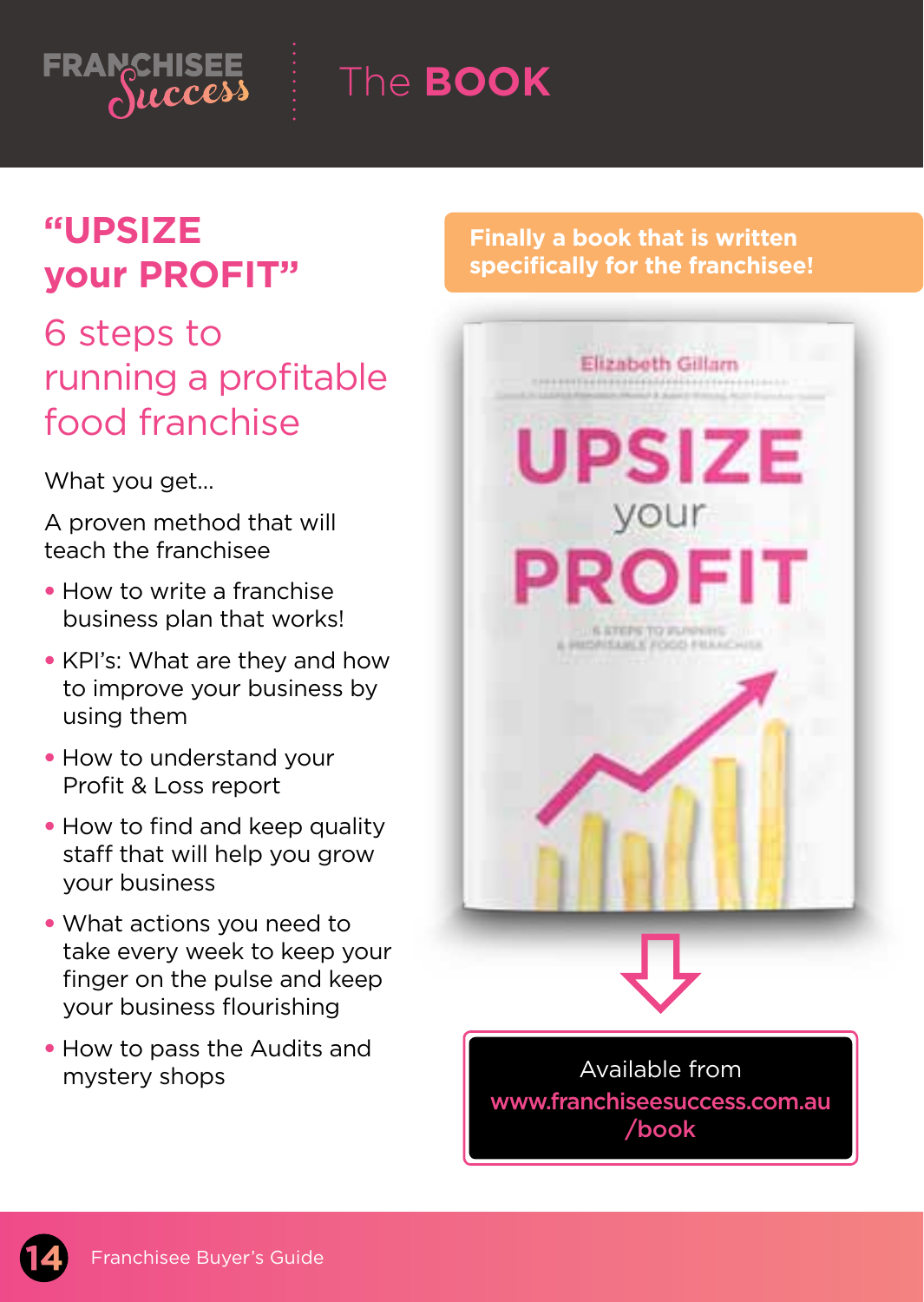# The BOOK

## "UPSIZE your PROFIT"

### 6 steps to running a profitable food franchise

What you get...

A proven method that will teach the franchisee

- How to write a franchise business plan that works!
- KPI's: What are they and how to improve your business by using them
- How to understand your Profit & Loss report
- How to find and keep quality staff that will help you grow your business
- What actions you need to take every week to keep your finger on the pulse and keep your business flourishing
- How to pass the Audits and mystery shops

**Finally a book that is written specifically for the franchisee!**

Available from
www.franchiseesuccess.com.au/book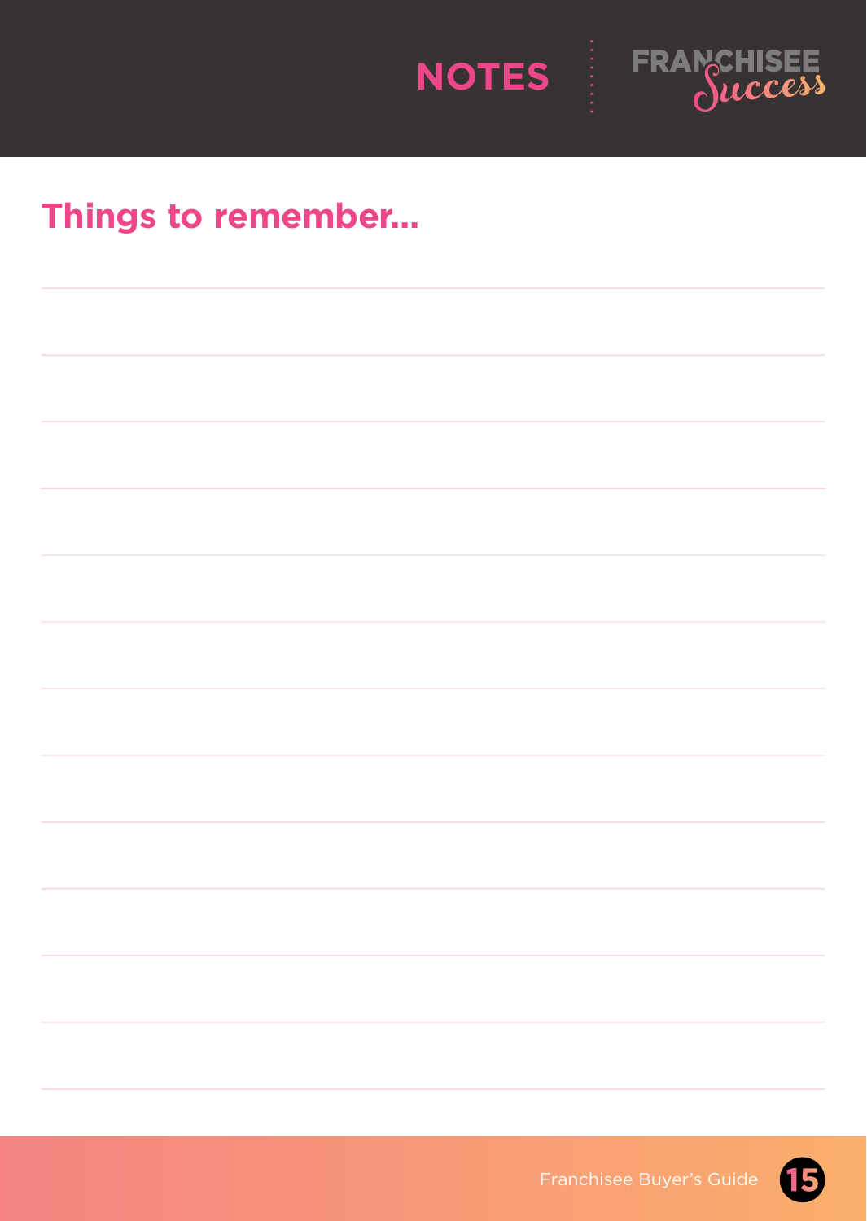# NOTES

## Things to remember...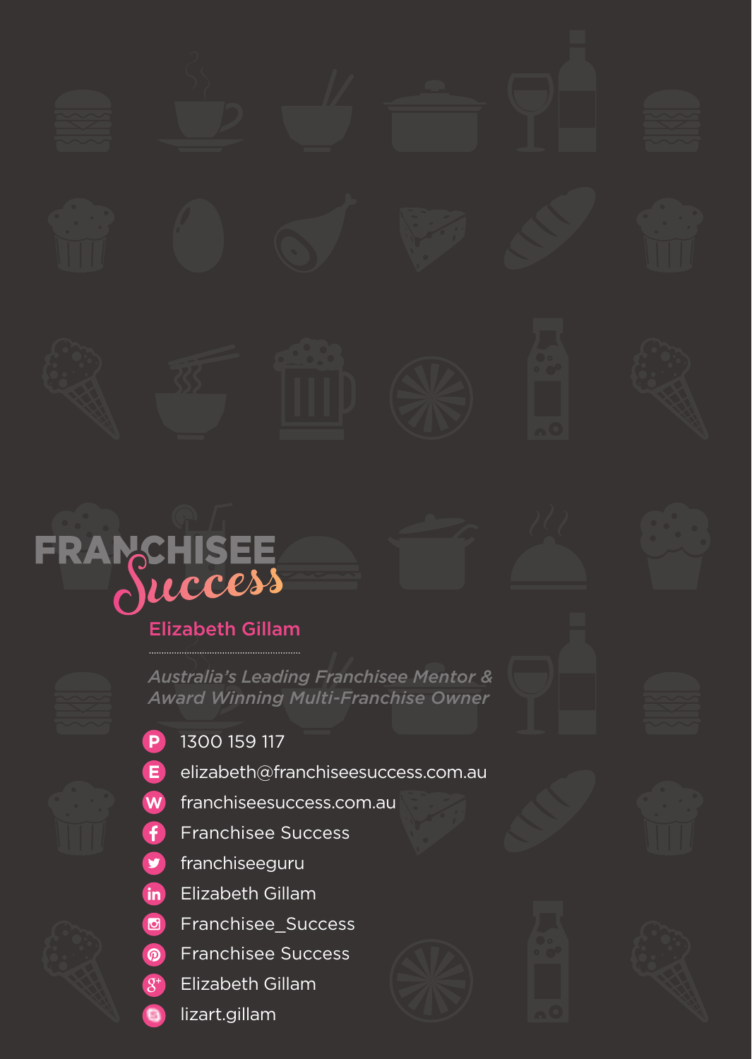# FRANCHISEE *Success*

## Elizabeth Gillam

*Australia's Leading Franchisee Mentor & Award Winning Multi-Franchise Owner*

- P 1300 159 117
- E elizabeth@franchiseesuccess.com.au
- W franchiseesuccess.com.au
- Franchisee Success
- franchiseeguru
- Elizabeth Gillam
- Franchisee_Success
- Franchisee Success
- Elizabeth Gillam
- lizart.gillam